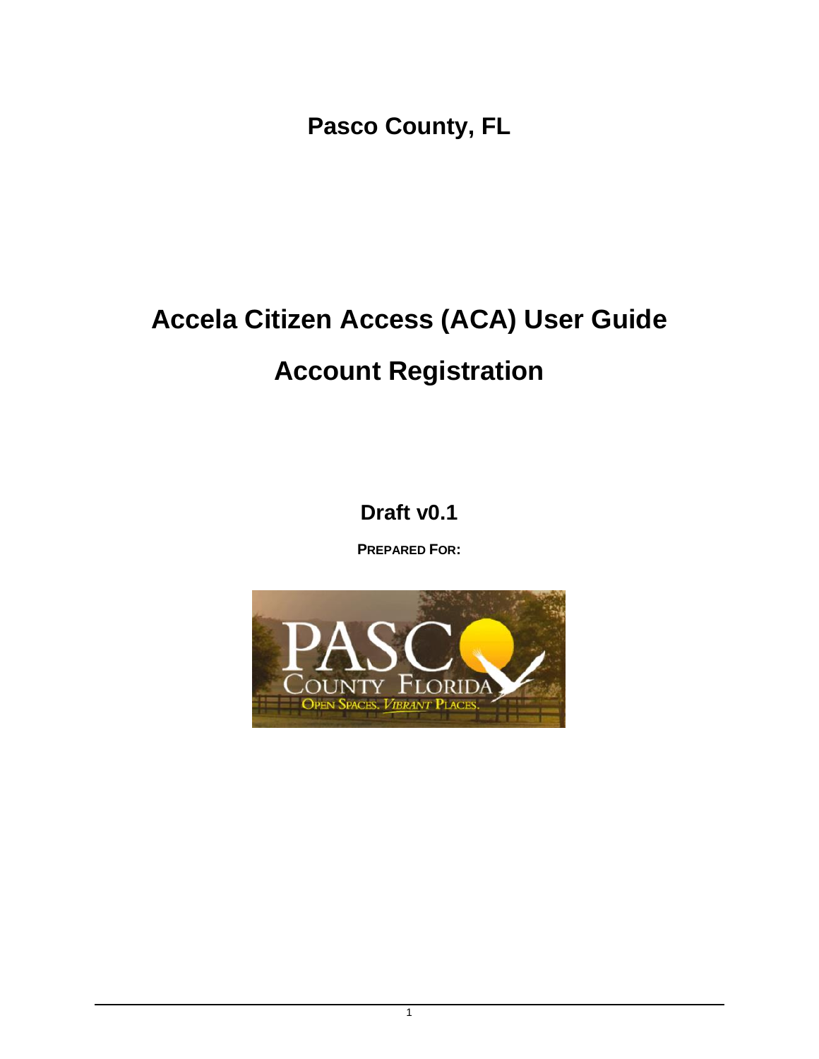**Pasco County, FL**

# Accela Citizen Access (ACA) User Guide

# Account Registration

**Draft v0.1**

**PREPARED FOR:**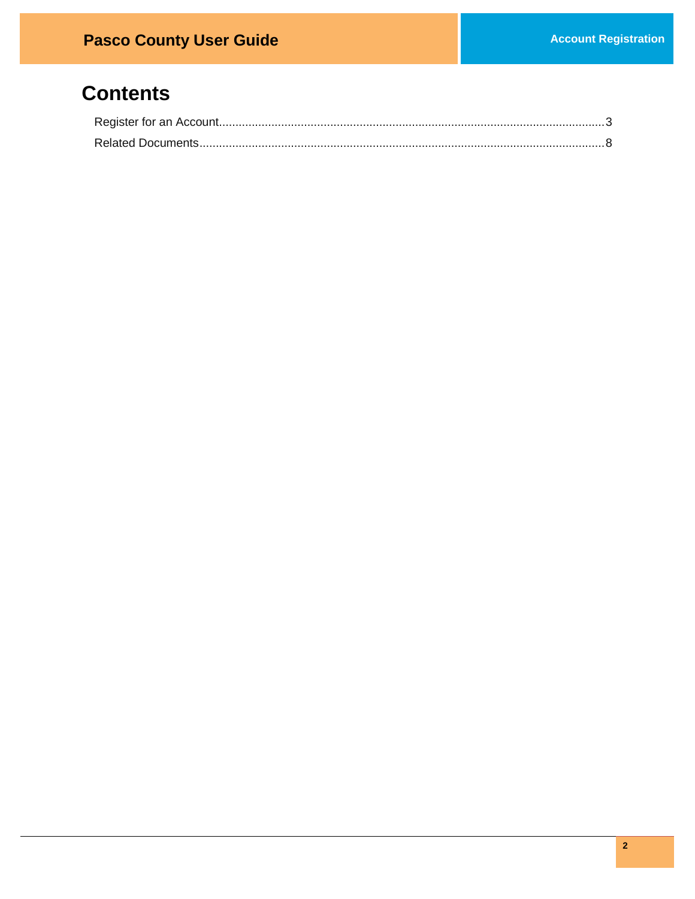# Contents

Register for an Account.....................................................................................................................3

Related Documents...........................................................................................................................8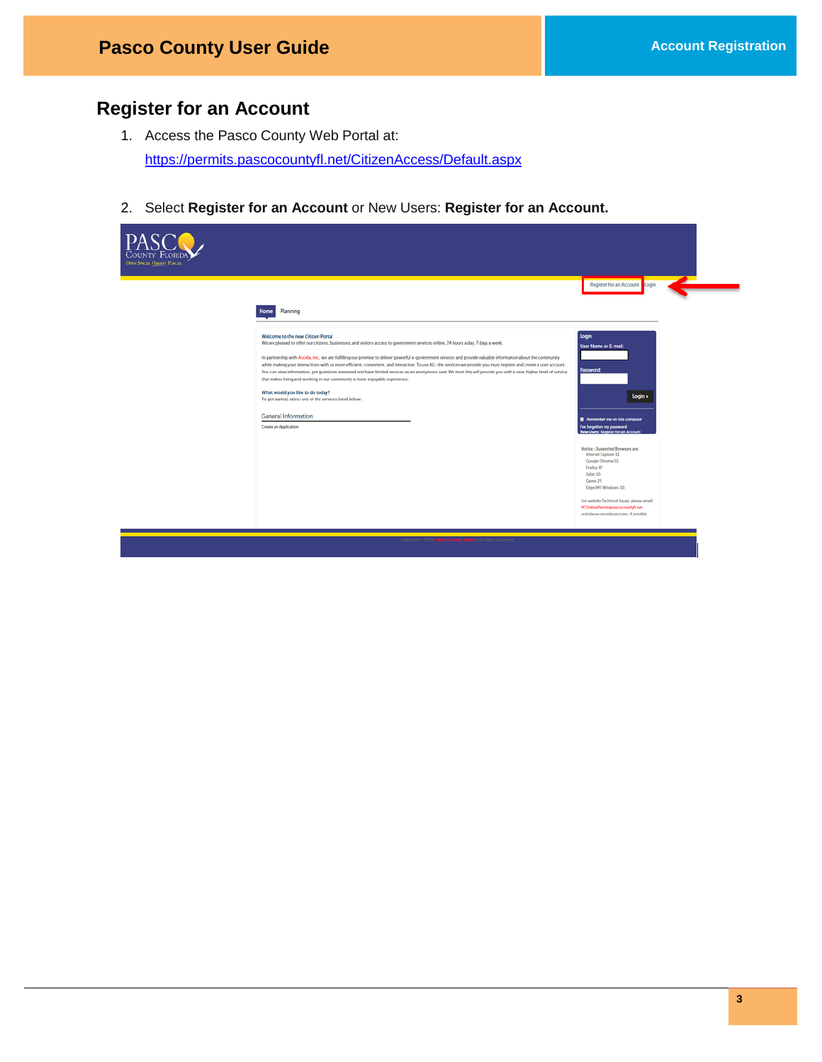## Register for an Account

1. Access the Pasco County Web Portal at:
   https://permits.pascocountyfl.net/CitizenAccess/Default.aspx

2. Select **Register for an Account** or New Users: **Register for an Account.**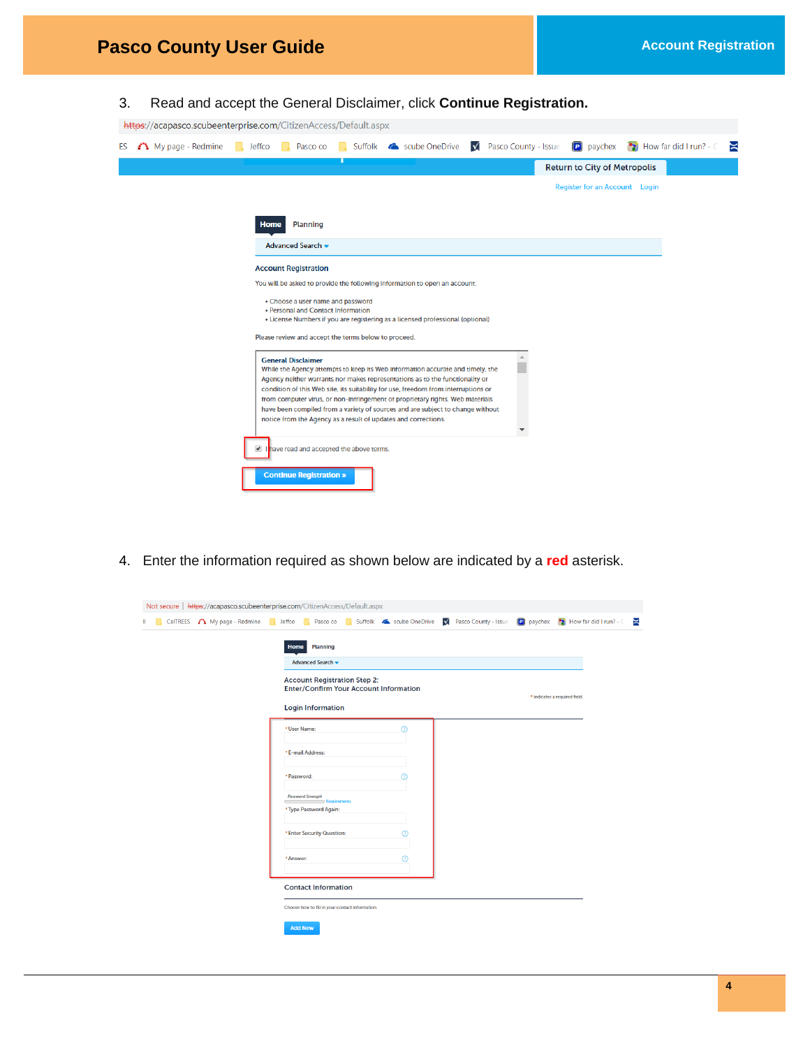3. Read and accept the General Disclaimer, click **Continue Registration.**

https://acapasco.scubeenterprise.com/CitizenAccess/Default.aspx

Return to City of Metropolis

Register for an Account Login

Home Planning

Advanced Search

**Account Registration**

You will be asked to provide the following information to open an account.

- Choose a user name and password
- Personal and Contact Information
- License Numbers if you are registering as a licensed professional (optional)

Please review and accept the terms below to proceed.

**General Disclaimer**

While the Agency attempts to keep its Web information accurate and timely, the Agency neither warrants nor makes representations as to the functionality or condition of this Web site, its suitability for use, freedom from interruptions or from computer virus, or non-infringement of proprietary rights. Web materials have been compiled from a variety of sources and are subject to change without notice from the Agency as a result of updates and corrections.

☑ I have read and accepted the above terms.

Continue Registration »

4. Enter the information required as shown below are indicated by a **red** asterisk.

Not secure | https://acapasco.scubeenterprise.com/CitizenAccess/Default.aspx

Home Planning

Advanced Search

Account Registration Step 2:
Enter/Confirm Your Account Information

\* indicates a required field.

**Login Information**

\* User Name:

\* E-mail Address:

\* Password:

Password Strength
Requirements

\* Type Password Again:

\* Enter Security Question:

\* Answer:

**Contact Information**

Choose how to fill in your contact information.

Add New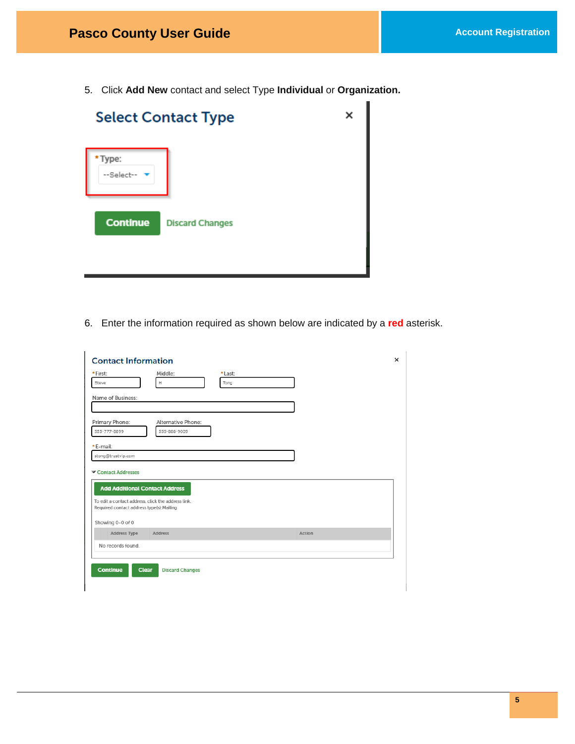5. Click **Add New** contact and select Type **Individual** or **Organization.**

Select Contact Type

*Type:

--Select--

Continue Discard Changes

6. Enter the information required as shown below are indicated by a **red** asterisk.

Contact Information

*First: Steve

Middle: H

*Last: Tong

Name of Business:

Primary Phone: 555-777-8899

Alternative Phone: 555-888-9009

*E-mail: stong@trustvip.com

Contact Addresses

Add Additional Contact Address

To edit a contact address, click the address link.
Required contact address type(s):Mailing

Showing 0-0 of 0

| Address Type | Address | Action |
|---|---|---|
| No records found. | | |

Continue Clear Discard Changes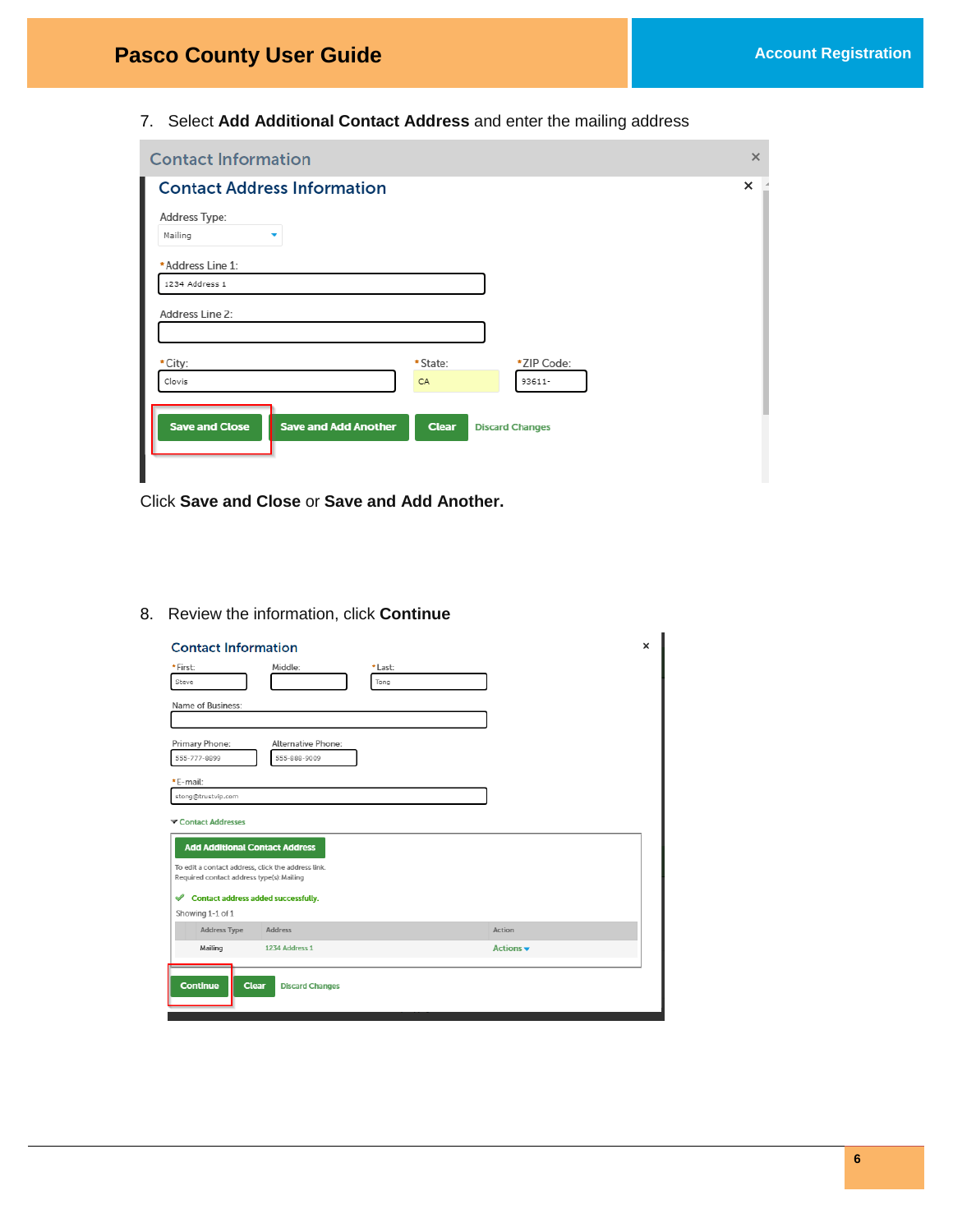7. Select **Add Additional Contact Address** and enter the mailing address

Click **Save and Close** or **Save and Add Another.**

8. Review the information, click **Continue**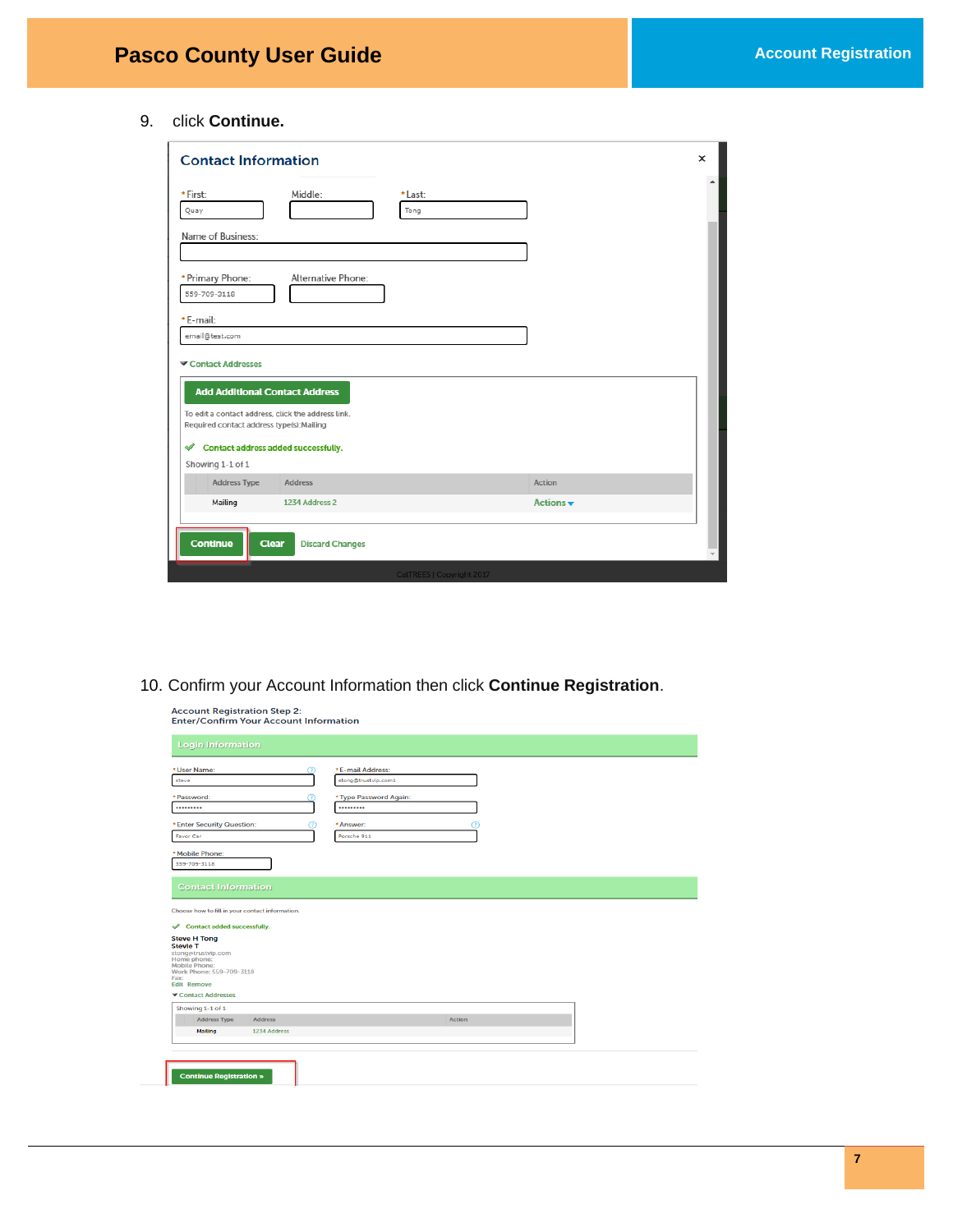9. click **Continue.**

10. Confirm your Account Information then click **Continue Registration**.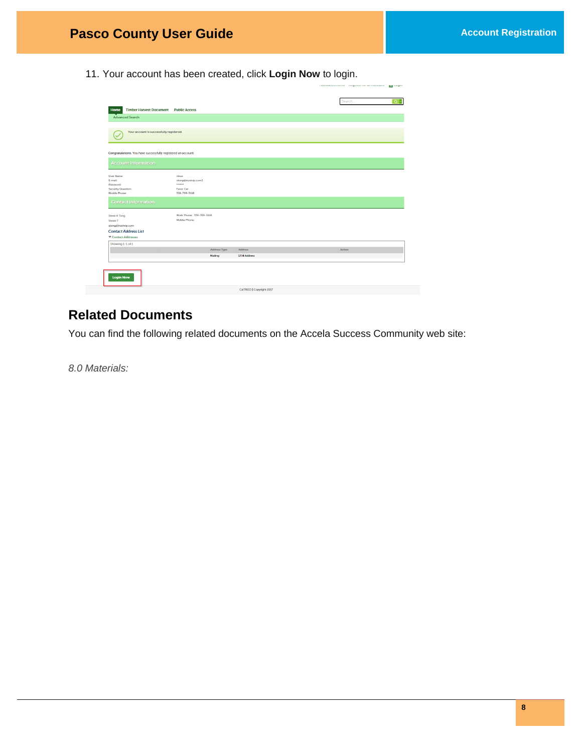11. Your account has been created, click **Login Now** to login.

## Related Documents

You can find the following related documents on the Accela Success Community web site:

*8.0 Materials:*